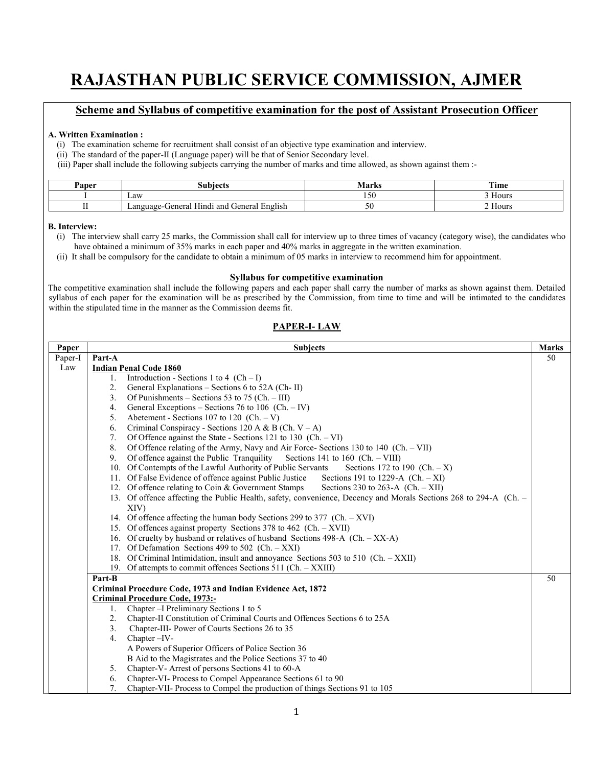# RAJASTHAN PUBLIC SERVICE COMMISSION, AJMER

## Scheme and Syllabus of competitive examination for the post of Assistant Prosecution Officer

**A. Written Examination :**

(i) The examination scheme for recruitment shall consist of an objective type examination and interview.

(ii) The standard of the paper-II (Language paper) will be that of Senior Secondary level.

(iii) Paper shall include the following subjects carrying the number of marks and time allowed, as shown against them :-

| Paper | Subjects | Marks | Time |
|---|---|---|---|
| I | Law | 150 | 3 Hours |
| II | Language-General Hindi and General English | 50 | 2 Hours |

**B. Interview:**

(i) The interview shall carry 25 marks, the Commission shall call for interview up to three times of vacancy (category wise), the candidates who have obtained a minimum of 35% marks in each paper and 40% marks in aggregate in the written examination.

(ii) It shall be compulsory for the candidate to obtain a minimum of 05 marks in interview to recommend him for appointment.

### Syllabus for competitive examination

The competitive examination shall include the following papers and each paper shall carry the number of marks as shown against them. Detailed syllabus of each paper for the examination will be as prescribed by the Commission, from time to time and will be intimated to the candidates within the stipulated time in the manner as the Commission deems fit.

### PAPER-I- LAW

| Paper | Subjects | Marks |
|---|---|---|
| Paper-I Law | **Part-A**<br>**Indian Penal Code 1860**<br>1. Introduction - Sections 1 to 4 (Ch – I)<br>2. General Explanations – Sections 6 to 52A (Ch- II)<br>3. Of Punishments – Sections 53 to 75 (Ch. – III)<br>4. General Exceptions – Sections 76 to 106 (Ch. – IV)<br>5. Abetement - Sections 107 to 120 (Ch. – V)<br>6. Criminal Conspiracy - Sections 120 A & B (Ch. V – A)<br>7. Of Offence against the State - Sections 121 to 130 (Ch. – VI)<br>8. Of Offence relating of the Army, Navy and Air Force- Sections 130 to 140 (Ch. – VII)<br>9. Of offence against the Public Tranquility Sections 141 to 160 (Ch. – VIII)<br>10. Of Contempts of the Lawful Authority of Public Servants Sections 172 to 190 (Ch. – X)<br>11. Of False Evidence of offence against Public Justice Sections 191 to 1229-A (Ch. – XI)<br>12. Of offence relating to Coin & Government Stamps Sections 230 to 263-A (Ch. – XII)<br>13. Of offence affecting the Public Health, safety, convenience, Decency and Morals Sections 268 to 294-A (Ch. – XIV)<br>14. Of offence affecting the human body Sections 299 to 377 (Ch. – XVI)<br>15. Of offences against property Sections 378 to 462 (Ch. – XVII)<br>16. Of cruelty by husband or relatives of husband Sections 498-A (Ch. – XX-A)<br>17. Of Defamation Sections 499 to 502 (Ch. – XXI)<br>18. Of Criminal Intimidation, insult and annoyance Sections 503 to 510 (Ch. – XXII)<br>19. Of attempts to commit offences Sections 511 (Ch. – XXIII) | 50 |
| | **Part-B**<br>**Criminal Procedure Code, 1973 and Indian Evidence Act, 1872**<br>**Criminal Procedure Code, 1973:-**<br>1. Chapter –I Preliminary Sections 1 to 5<br>2. Chapter-II Constitution of Criminal Courts and Offences Sections 6 to 25A<br>3. Chapter-III- Power of Courts Sections 26 to 35<br>4. Chapter –IV-<br>A Powers of Superior Officers of Police Section 36<br>B Aid to the Magistrates and the Police Sections 37 to 40<br>5. Chapter-V- Arrest of persons Sections 41 to 60-A<br>6. Chapter-VI- Process to Compel Appearance Sections 61 to 90<br>7. Chapter-VII- Process to Compel the production of things Sections 91 to 105 | 50 |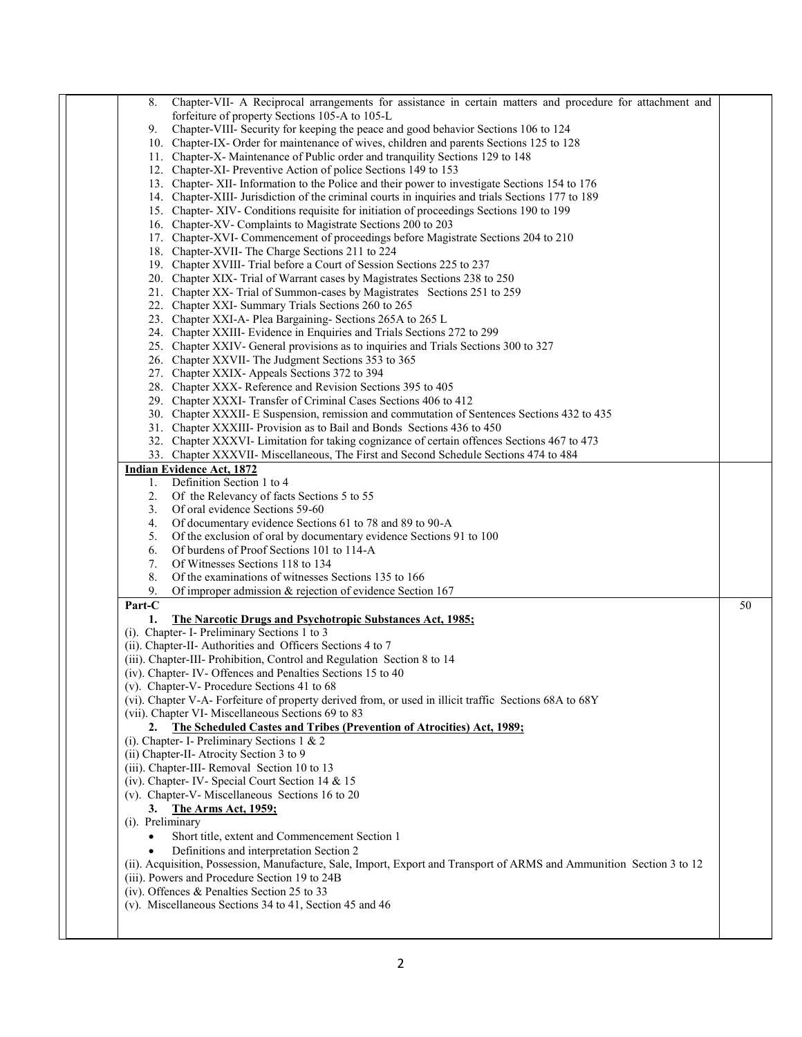| | | |
|---|---|---|
| | 8. Chapter-VII- A Reciprocal arrangements for assistance in certain matters and procedure for attachment and forfeiture of property Sections 105-A to 105-L<br>9. Chapter-VIII- Security for keeping the peace and good behavior Sections 106 to 124<br>10. Chapter-IX- Order for maintenance of wives, children and parents Sections 125 to 128<br>11. Chapter-X- Maintenance of Public order and tranquility Sections 129 to 148<br>12. Chapter-XI- Preventive Action of police Sections 149 to 153<br>13. Chapter- XII- Information to the Police and their power to investigate Sections 154 to 176<br>14. Chapter-XIII- Jurisdiction of the criminal courts in inquiries and trials Sections 177 to 189<br>15. Chapter- XIV- Conditions requisite for initiation of proceedings Sections 190 to 199<br>16. Chapter-XV- Complaints to Magistrate Sections 200 to 203<br>17. Chapter-XVI- Commencement of proceedings before Magistrate Sections 204 to 210<br>18. Chapter-XVII- The Charge Sections 211 to 224<br>19. Chapter XVIII- Trial before a Court of Session Sections 225 to 237<br>20. Chapter XIX- Trial of Warrant cases by Magistrates Sections 238 to 250<br>21. Chapter XX- Trial of Summon-cases by Magistrates Sections 251 to 259<br>22. Chapter XXI- Summary Trials Sections 260 to 265<br>23. Chapter XXI-A- Plea Bargaining- Sections 265A to 265 L<br>24. Chapter XXIII- Evidence in Enquiries and Trials Sections 272 to 299<br>25. Chapter XXIV- General provisions as to inquiries and Trials Sections 300 to 327<br>26. Chapter XXVII- The Judgment Sections 353 to 365<br>27. Chapter XXIX- Appeals Sections 372 to 394<br>28. Chapter XXX- Reference and Revision Sections 395 to 405<br>29. Chapter XXXI- Transfer of Criminal Cases Sections 406 to 412<br>30. Chapter XXXII- E Suspension, remission and commutation of Sentences Sections 432 to 435<br>31. Chapter XXXIII- Provision as to Bail and Bonds Sections 436 to 450<br>32. Chapter XXXVI- Limitation for taking cognizance of certain offences Sections 467 to 473<br>33. Chapter XXXVII- Miscellaneous, The First and Second Schedule Sections 474 to 484 | |
| | **Indian Evidence Act, 1872**<br>1. Definition Section 1 to 4<br>2. Of the Relevancy of facts Sections 5 to 55<br>3. Of oral evidence Sections 59-60<br>4. Of documentary evidence Sections 61 to 78 and 89 to 90-A<br>5. Of the exclusion of oral by documentary evidence Sections 91 to 100<br>6. Of burdens of Proof Sections 101 to 114-A<br>7. Of Witnesses Sections 118 to 134<br>8. Of the examinations of witnesses Sections 135 to 166<br>9. Of improper admission & rejection of evidence Section 167 | |
| | **Part-C**<br>1. **The Narcotic Drugs and Psychotropic Substances Act, 1985;**<br>(i). Chapter- I- Preliminary Sections 1 to 3<br>(ii). Chapter-II- Authorities and Officers Sections 4 to 7<br>(iii). Chapter-III- Prohibition, Control and Regulation Section 8 to 14<br>(iv). Chapter- IV- Offences and Penalties Sections 15 to 40<br>(v). Chapter-V- Procedure Sections 41 to 68<br>(vi). Chapter V-A- Forfeiture of property derived from, or used in illicit traffic Sections 68A to 68Y<br>(vii). Chapter VI- Miscellaneous Sections 69 to 83<br>2. **The Scheduled Castes and Tribes (Prevention of Atrocities) Act, 1989;**<br>(i). Chapter- I- Preliminary Sections 1 & 2<br>(ii) Chapter-II- Atrocity Section 3 to 9<br>(iii). Chapter-III- Removal Section 10 to 13<br>(iv). Chapter- IV- Special Court Section 14 & 15<br>(v). Chapter-V- Miscellaneous Sections 16 to 20<br>3. **The Arms Act, 1959;**<br>(i). Preliminary<br>• Short title, extent and Commencement Section 1<br>• Definitions and interpretation Section 2<br>(ii). Acquisition, Possession, Manufacture, Sale, Import, Export and Transport of ARMS and Ammunition Section 3 to 12<br>(iii). Powers and Procedure Section 19 to 24B<br>(iv). Offences & Penalties Section 25 to 33<br>(v). Miscellaneous Sections 34 to 41, Section 45 and 46 | 50 |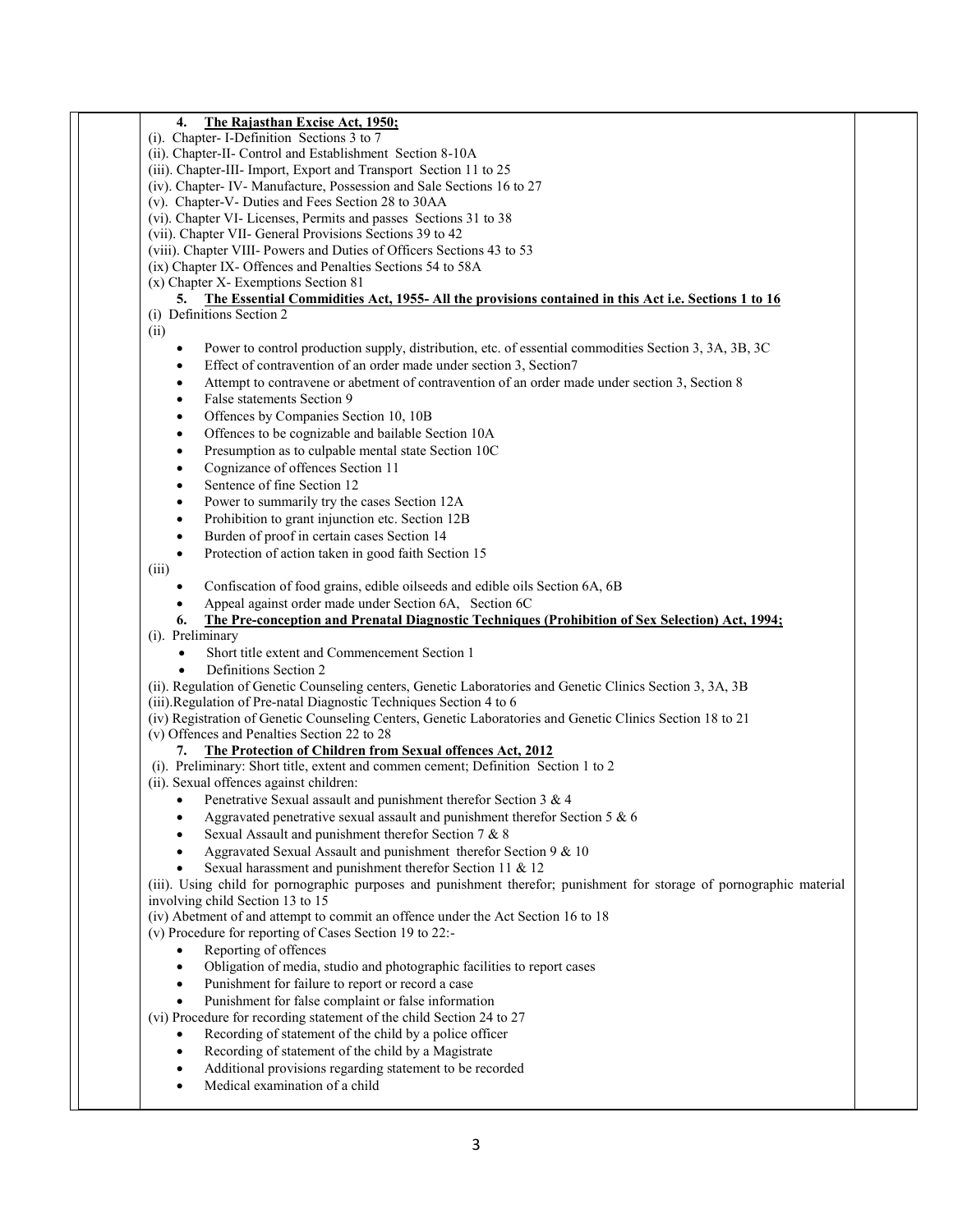**4. The Rajasthan Excise Act, 1950;**

(i). Chapter- I-Definition Sections 3 to 7
(ii). Chapter-II- Control and Establishment Section 8-10A
(iii). Chapter-III- Import, Export and Transport Section 11 to 25
(iv). Chapter- IV- Manufacture, Possession and Sale Sections 16 to 27
(v). Chapter-V- Duties and Fees Section 28 to 30AA
(vi). Chapter VI- Licenses, Permits and passes Sections 31 to 38
(vii). Chapter VII- General Provisions Sections 39 to 42
(viii). Chapter VIII- Powers and Duties of Officers Sections 43 to 53
(ix) Chapter IX- Offences and Penalties Sections 54 to 58A
(x) Chapter X- Exemptions Section 81

**5. The Essential Commidities Act, 1955- All the provisions contained in this Act i.e. Sections 1 to 16**

(i) Definitions Section 2
(ii)

- Power to control production supply, distribution, etc. of essential commodities Section 3, 3A, 3B, 3C
- Effect of contravention of an order made under section 3, Section7
- Attempt to contravene or abetment of contravention of an order made under section 3, Section 8
- False statements Section 9
- Offences by Companies Section 10, 10B
- Offences to be cognizable and bailable Section 10A
- Presumption as to culpable mental state Section 10C
- Cognizance of offences Section 11
- Sentence of fine Section 12
- Power to summarily try the cases Section 12A
- Prohibition to grant injunction etc. Section 12B
- Burden of proof in certain cases Section 14
- Protection of action taken in good faith Section 15

(iii)

- Confiscation of food grains, edible oilseeds and edible oils Section 6A, 6B
- Appeal against order made under Section 6A, Section 6C

**6. The Pre-conception and Prenatal Diagnostic Techniques (Prohibition of Sex Selection) Act, 1994;**

(i). Preliminary

- Short title extent and Commencement Section 1
- Definitions Section 2

(ii). Regulation of Genetic Counseling centers, Genetic Laboratories and Genetic Clinics Section 3, 3A, 3B
(iii).Regulation of Pre-natal Diagnostic Techniques Section 4 to 6
(iv) Registration of Genetic Counseling Centers, Genetic Laboratories and Genetic Clinics Section 18 to 21
(v) Offences and Penalties Section 22 to 28

**7. The Protection of Children from Sexual offences Act, 2012**

(i). Preliminary: Short title, extent and commen cement; Definition Section 1 to 2
(ii). Sexual offences against children:

- Penetrative Sexual assault and punishment therefor Section 3 & 4
- Aggravated penetrative sexual assault and punishment therefor Section 5 & 6
- Sexual Assault and punishment therefor Section 7 & 8
- Aggravated Sexual Assault and punishment therefor Section 9 & 10
- Sexual harassment and punishment therefor Section 11 & 12

(iii). Using child for pornographic purposes and punishment therefor; punishment for storage of pornographic material involving child Section 13 to 15
(iv) Abetment of and attempt to commit an offence under the Act Section 16 to 18
(v) Procedure for reporting of Cases Section 19 to 22:-

- Reporting of offences
- Obligation of media, studio and photographic facilities to report cases
- Punishment for failure to report or record a case
- Punishment for false complaint or false information

(vi) Procedure for recording statement of the child Section 24 to 27

- Recording of statement of the child by a police officer
- Recording of statement of the child by a Magistrate
- Additional provisions regarding statement to be recorded
- Medical examination of a child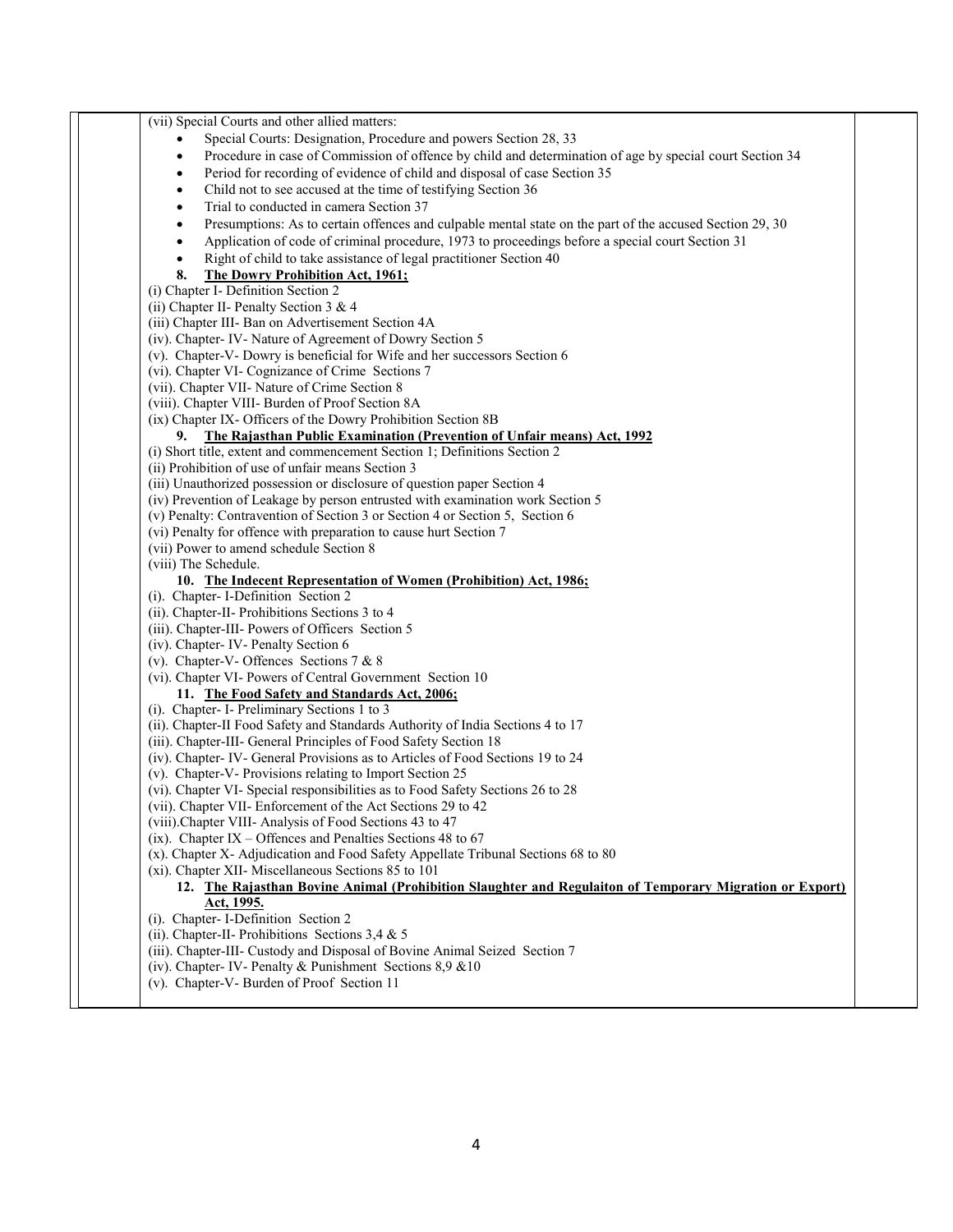(vii) Special Courts and other allied matters:

- Special Courts: Designation, Procedure and powers Section 28, 33
- Procedure in case of Commission of offence by child and determination of age by special court Section 34
- Period for recording of evidence of child and disposal of case Section 35
- Child not to see accused at the time of testifying Section 36
- Trial to conducted in camera Section 37
- Presumptions: As to certain offences and culpable mental state on the part of the accused Section 29, 30
- Application of code of criminal procedure, 1973 to proceedings before a special court Section 31
- Right of child to take assistance of legal practitioner Section 40

**8. The Dowry Prohibition Act, 1961;**

(i) Chapter I- Definition Section 2
(ii) Chapter II- Penalty Section 3 & 4
(iii) Chapter III- Ban on Advertisement Section 4A
(iv). Chapter- IV- Nature of Agreement of Dowry Section 5
(v). Chapter-V- Dowry is beneficial for Wife and her successors Section 6
(vi). Chapter VI- Cognizance of Crime Sections 7
(vii). Chapter VII- Nature of Crime Section 8
(viii). Chapter VIII- Burden of Proof Section 8A
(ix) Chapter IX- Officers of the Dowry Prohibition Section 8B

**9. The Rajasthan Public Examination (Prevention of Unfair means) Act, 1992**

(i) Short title, extent and commencement Section 1; Definitions Section 2
(ii) Prohibition of use of unfair means Section 3
(iii) Unauthorized possession or disclosure of question paper Section 4
(iv) Prevention of Leakage by person entrusted with examination work Section 5
(v) Penalty: Contravention of Section 3 or Section 4 or Section 5, Section 6
(vi) Penalty for offence with preparation to cause hurt Section 7
(vii) Power to amend schedule Section 8
(viii) The Schedule.

**10. The Indecent Representation of Women (Prohibition) Act, 1986;**

(i). Chapter- I-Definition Section 2
(ii). Chapter-II- Prohibitions Sections 3 to 4
(iii). Chapter-III- Powers of Officers Section 5
(iv). Chapter- IV- Penalty Section 6
(v). Chapter-V- Offences Sections 7 & 8
(vi). Chapter VI- Powers of Central Government Section 10

**11. The Food Safety and Standards Act, 2006;**

(i). Chapter- I- Preliminary Sections 1 to 3
(ii). Chapter-II Food Safety and Standards Authority of India Sections 4 to 17
(iii). Chapter-III- General Principles of Food Safety Section 18
(iv). Chapter- IV- General Provisions as to Articles of Food Sections 19 to 24
(v). Chapter-V- Provisions relating to Import Section 25
(vi). Chapter VI- Special responsibilities as to Food Safety Sections 26 to 28
(vii). Chapter VII- Enforcement of the Act Sections 29 to 42
(viii).Chapter VIII- Analysis of Food Sections 43 to 47
(ix). Chapter IX – Offences and Penalties Sections 48 to 67
(x). Chapter X- Adjudication and Food Safety Appellate Tribunal Sections 68 to 80
(xi). Chapter XII- Miscellaneous Sections 85 to 101

**12. The Rajasthan Bovine Animal (Prohibition Slaughter and Regulaiton of Temporary Migration or Export) Act, 1995.**

(i). Chapter- I-Definition Section 2
(ii). Chapter-II- Prohibitions Sections 3,4 & 5
(iii). Chapter-III- Custody and Disposal of Bovine Animal Seized Section 7
(iv). Chapter- IV- Penalty & Punishment Sections 8,9 &10
(v). Chapter-V- Burden of Proof Section 11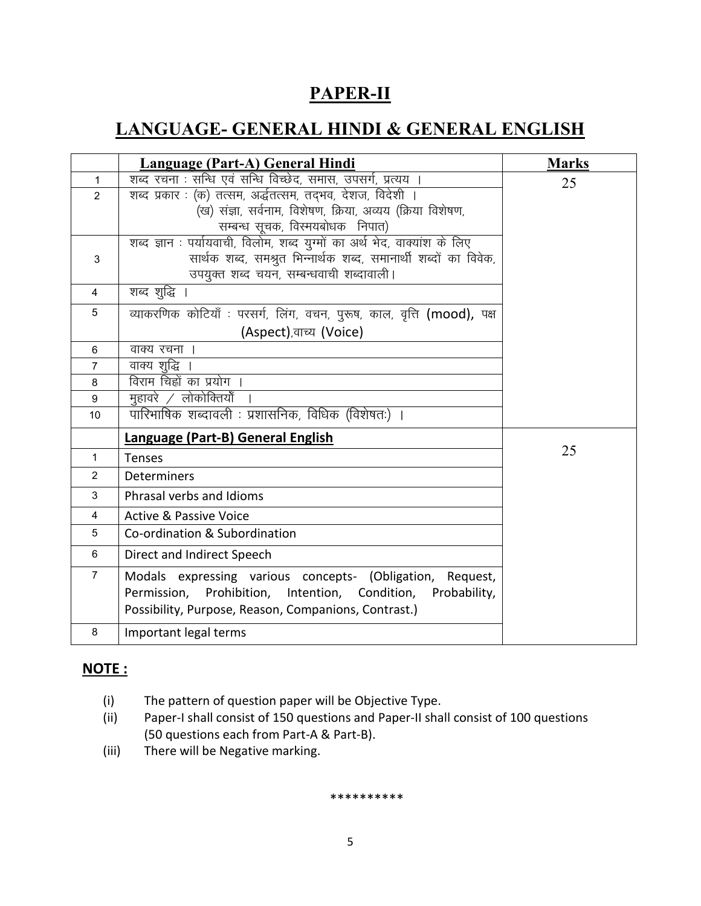# PAPER-II

## LANGUAGE- GENERAL HINDI & GENERAL ENGLISH

| | **Language (Part-A) General Hindi** | **Marks** |
|---|---|---|
| 1 | शब्द रचना : सन्धि एवं सन्धि विच्छेद, समास, उपसर्ग, प्रत्यय । | 25 |
| 2 | शब्द प्रकार : (क) तत्सम, अर्द्धतत्सम, तद्भव, देशज, विदेशी । (ख) संज्ञा, सर्वनाम, विशेषण, क्रिया, अव्यय (क्रिया विशेषण, सम्बन्ध सूचक, विस्मयबोधक निपात) | |
| 3 | शब्द ज्ञान : पर्यायवाची, विलोम, शब्द युग्मों का अर्थ भेद, वाक्यांश के लिए सार्थक शब्द, समश्रुत भिन्नार्थक शब्द, समानार्थी शब्दों का विवेक, उपयुक्त शब्द चयन, सम्बन्धवाची शब्दावाली। | |
| 4 | शब्द शुद्धि । | |
| 5 | व्याकरणिक कोटियाँ : परसर्ग, लिंग, वचन, पुरुष, काल, वृत्ति (mood), पक्ष (Aspect),वाच्य (Voice) | |
| 6 | वाक्य रचना । | |
| 7 | वाक्य शुद्धि । | |
| 8 | विराम चिह्नों का प्रयोग । | |
| 9 | मुहावरे / लोकोक्तियाँ । | |
| 10 | पारिभाषिक शब्दावली : प्रशासनिक, विधिक (विशेषतः) । | |
| | **Language (Part-B) General English** | 25 |
| 1 | Tenses | |
| 2 | Determiners | |
| 3 | Phrasal verbs and Idioms | |
| 4 | Active & Passive Voice | |
| 5 | Co-ordination & Subordination | |
| 6 | Direct and Indirect Speech | |
| 7 | Modals expressing various concepts- (Obligation, Request, Permission, Prohibition, Intention, Condition, Probability, Possibility, Purpose, Reason, Companions, Contrast.) | |
| 8 | Important legal terms | |

**NOTE :**

(i) The pattern of question paper will be Objective Type.

(ii) Paper-I shall consist of 150 questions and Paper-II shall consist of 100 questions (50 questions each from Part-A & Part-B).

(iii) There will be Negative marking.

**********